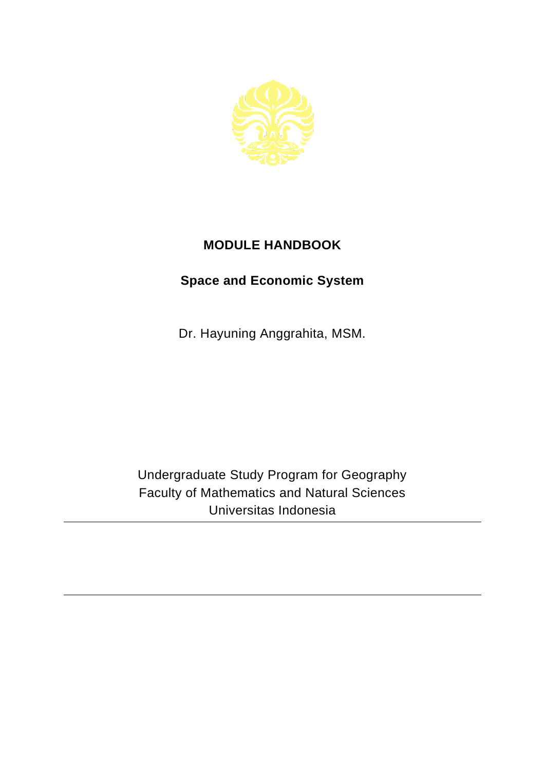# MODULE HANDBOOK

## Space and Economic System

Dr. Hayuning Anggrahita, MSM.

Undergraduate Study Program for Geography
Faculty of Mathematics and Natural Sciences
Universitas Indonesia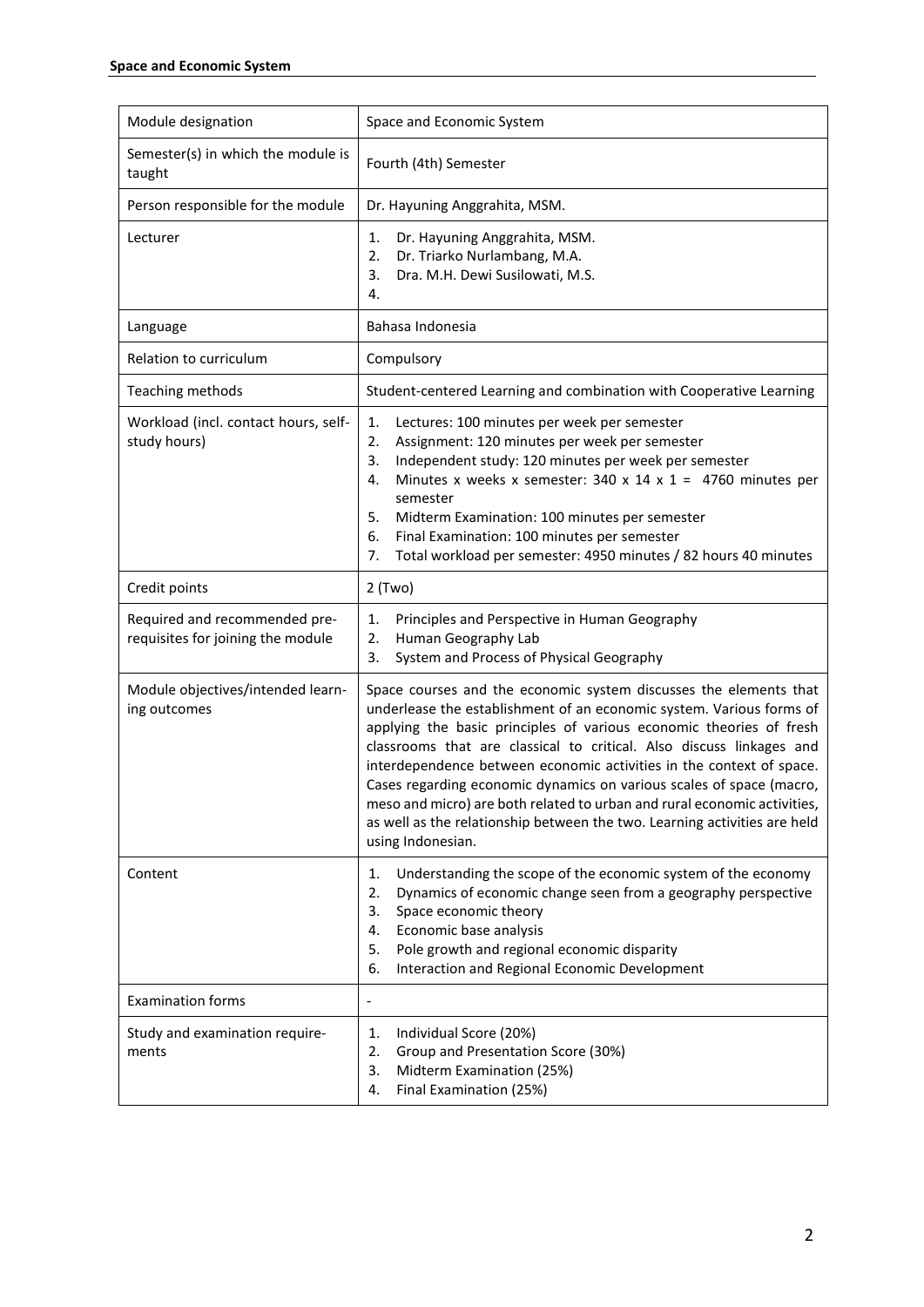| Module designation | Space and Economic System |
|---|---|
| Semester(s) in which the module is taught | Fourth (4th) Semester |
| Person responsible for the module | Dr. Hayuning Anggrahita, MSM. |
| Lecturer | 1. Dr. Hayuning Anggrahita, MSM.<br>2. Dr. Triarko Nurlambang, M.A.<br>3. Dra. M.H. Dewi Susilowati, M.S.<br>4. |
| Language | Bahasa Indonesia |
| Relation to curriculum | Compulsory |
| Teaching methods | Student-centered Learning and combination with Cooperative Learning |
| Workload (incl. contact hours, self-study hours) | 1. Lectures: 100 minutes per week per semester<br>2. Assignment: 120 minutes per week per semester<br>3. Independent study: 120 minutes per week per semester<br>4. Minutes x weeks x semester: 340 x 14 x 1 = 4760 minutes per semester<br>5. Midterm Examination: 100 minutes per semester<br>6. Final Examination: 100 minutes per semester<br>7. Total workload per semester: 4950 minutes / 82 hours 40 minutes |
| Credit points | 2 (Two) |
| Required and recommended pre-requisites for joining the module | 1. Principles and Perspective in Human Geography<br>2. Human Geography Lab<br>3. System and Process of Physical Geography |
| Module objectives/intended learning outcomes | Space courses and the economic system discusses the elements that underlease the establishment of an economic system. Various forms of applying the basic principles of various economic theories of fresh classrooms that are classical to critical. Also discuss linkages and interdependence between economic activities in the context of space. Cases regarding economic dynamics on various scales of space (macro, meso and micro) are both related to urban and rural economic activities, as well as the relationship between the two. Learning activities are held using Indonesian. |
| Content | 1. Understanding the scope of the economic system of the economy<br>2. Dynamics of economic change seen from a geography perspective<br>3. Space economic theory<br>4. Economic base analysis<br>5. Pole growth and regional economic disparity<br>6. Interaction and Regional Economic Development |
| Examination forms | - |
| Study and examination requirements | 1. Individual Score (20%)<br>2. Group and Presentation Score (30%)<br>3. Midterm Examination (25%)<br>4. Final Examination (25%) |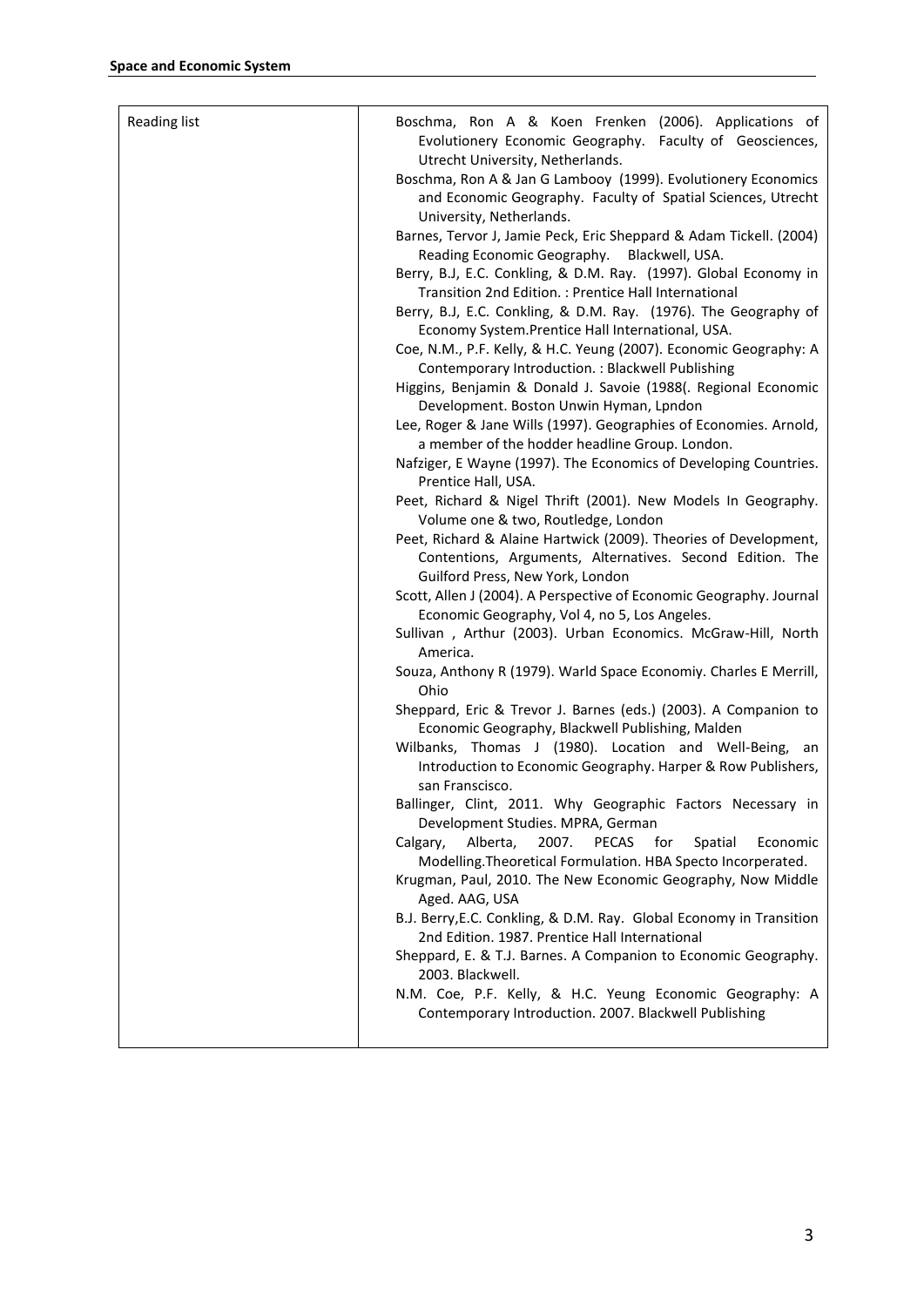| | |
|---|---|
| Reading list | Boschma, Ron A & Koen Frenken (2006). Applications of Evolutionery Economic Geography. Faculty of Geosciences, Utrecht University, Netherlands.<br>Boschma, Ron A & Jan G Lambooy (1999). Evolutionery Economics and Economic Geography. Faculty of Spatial Sciences, Utrecht University, Netherlands.<br>Barnes, Tervor J, Jamie Peck, Eric Sheppard & Adam Tickell. (2004) Reading Economic Geography. Blackwell, USA.<br>Berry, B.J, E.C. Conkling, & D.M. Ray. (1997). Global Economy in Transition 2nd Edition. : Prentice Hall International<br>Berry, B.J, E.C. Conkling, & D.M. Ray. (1976). The Geography of Economy System.Prentice Hall International, USA.<br>Coe, N.M., P.F. Kelly, & H.C. Yeung (2007). Economic Geography: A Contemporary Introduction. : Blackwell Publishing<br>Higgins, Benjamin & Donald J. Savoie (1988(. Regional Economic Development. Boston Unwin Hyman, Lpndon<br>Lee, Roger & Jane Wills (1997). Geographies of Economies. Arnold, a member of the hodder headline Group. London.<br>Nafziger, E Wayne (1997). The Economics of Developing Countries. Prentice Hall, USA.<br>Peet, Richard & Nigel Thrift (2001). New Models In Geography. Volume one & two, Routledge, London<br>Peet, Richard & Alaine Hartwick (2009). Theories of Development, Contentions, Arguments, Alternatives. Second Edition. The Guilford Press, New York, London<br>Scott, Allen J (2004). A Perspective of Economic Geography. Journal Economic Geography, Vol 4, no 5, Los Angeles.<br>Sullivan , Arthur (2003). Urban Economics. McGraw-Hill, North America.<br>Souza, Anthony R (1979). Warld Space Economiy. Charles E Merrill, Ohio<br>Sheppard, Eric & Trevor J. Barnes (eds.) (2003). A Companion to Economic Geography, Blackwell Publishing, Malden<br>Wilbanks, Thomas J (1980). Location and Well-Being, an Introduction to Economic Geography. Harper & Row Publishers, san Franscisco.<br>Ballinger, Clint, 2011. Why Geographic Factors Necessary in Development Studies. MPRA, German<br>Calgary, Alberta, 2007. PECAS for Spatial Economic Modelling.Theoretical Formulation. HBA Specto Incorperated.<br>Krugman, Paul, 2010. The New Economic Geography, Now Middle Aged. AAG, USA<br>B.J. Berry,E.C. Conkling, & D.M. Ray. Global Economy in Transition 2nd Edition. 1987. Prentice Hall International<br>Sheppard, E. & T.J. Barnes. A Companion to Economic Geography. 2003. Blackwell.<br>N.M. Coe, P.F. Kelly, & H.C. Yeung Economic Geography: A Contemporary Introduction. 2007. Blackwell Publishing |